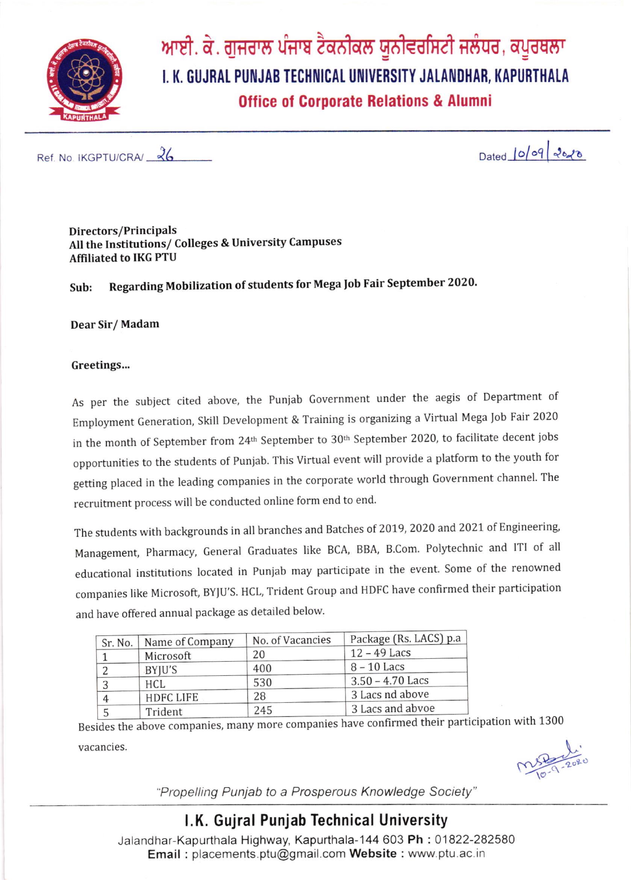# ਆਈ. ਕੇ. ਗੁਜਰਾਲ ਪੰਜਾਬ ਟੈਕਨੀਕਲ ਯੂਨੀਵਰਸਿਟੀ ਜਲੰਧਰ, ਕਪੂਰਥਲਾ

# I. K. GUJRAL PUNJAB TECHNICAL UNIVERSITY JALANDHAR, KAPURTHALA

## Office of Corporate Relations & Alumni

Ref. No. IKGPTU/CRA/ 26

Dated 10/09/2020

**Directors/Principals**
**All the Institutions/ Colleges & University Campuses**
**Affiliated to IKG PTU**

**Sub: Regarding Mobilization of students for Mega Job Fair September 2020.**

**Dear Sir/ Madam**

**Greetings...**

As per the subject cited above, the Punjab Government under the aegis of Department of Employment Generation, Skill Development & Training is organizing a Virtual Mega Job Fair 2020 in the month of September from 24th September to 30th September 2020, to facilitate decent jobs opportunities to the students of Punjab. This Virtual event will provide a platform to the youth for getting placed in the leading companies in the corporate world through Government channel. The recruitment process will be conducted online form end to end.

The students with backgrounds in all branches and Batches of 2019, 2020 and 2021 of Engineering, Management, Pharmacy, General Graduates like BCA, BBA, B.Com. Polytechnic and ITI of all educational institutions located in Punjab may participate in the event. Some of the renowned companies like Microsoft, BYJU'S. HCL, Trident Group and HDFC have confirmed their participation and have offered annual package as detailed below.

| Sr. No. | Name of Company | No. of Vacancies | Package (Rs. LACS) p.a |
|---|---|---|---|
| 1 | Microsoft | 20 | 12 – 49 Lacs |
| 2 | BYJU'S | 400 | 8 – 10 Lacs |
| 3 | HCL | 530 | 3.50 – 4.70 Lacs |
| 4 | HDFC LIFE | 28 | 3 Lacs nd above |
| 5 | Trident | 245 | 3 Lacs and abvoe |

Besides the above companies, many more companies have confirmed their participation with 1300 vacancies.

*"Propelling Punjab to a Prosperous Knowledge Society"*

**I.K. Gujral Punjab Technical University**
Jalandhar-Kapurthala Highway, Kapurthala-144 603 **Ph :** 01822-282580
**Email :** placements.ptu@gmail.com **Website :** www.ptu.ac.in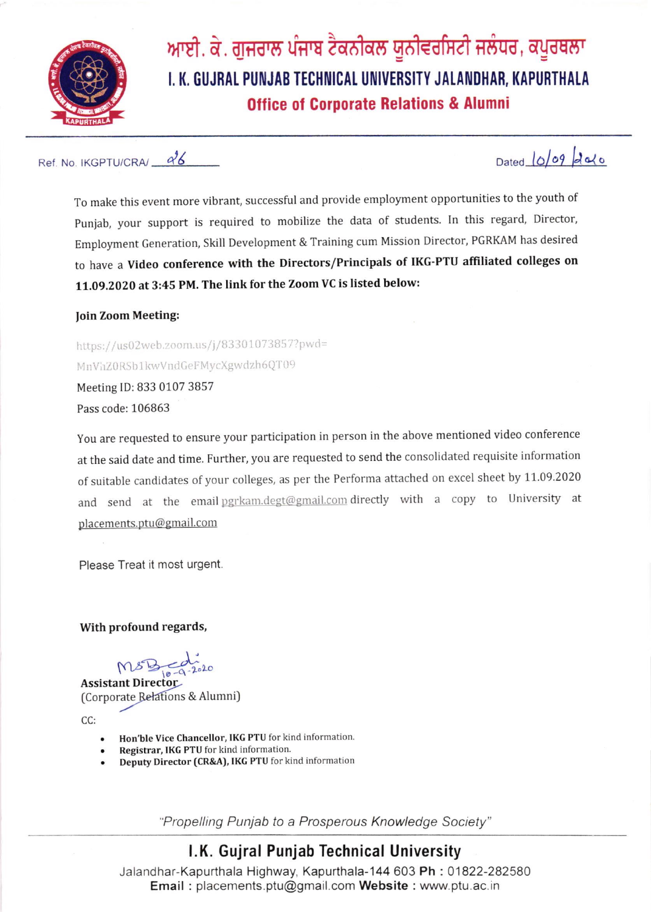# ਆਈ. ਕੇ. ਗੁਜਰਾਲ ਪੰਜਾਬ ਟੈਕਨੀਕਲ ਯੂਨੀਵਰਸਿਟੀ ਜਲੰਧਰ, ਕਪੂਰਥਲਾ

# I. K. GUJRAL PUNJAB TECHNICAL UNIVERSITY JALANDHAR, KAPURTHALA

## Office of Corporate Relations & Alumni

Ref. No. IKGPTU/CRA/ 26

Dated 10/09/2020

To make this event more vibrant, successful and provide employment opportunities to the youth of Punjab, your support is required to mobilize the data of students. In this regard, Director, Employment Generation, Skill Development & Training cum Mission Director, PGRKAM has desired to have a **Video conference with the Directors/Principals of IKG-PTU affiliated colleges on 11.09.2020 at 3:45 PM. The link for the Zoom VC is listed below:**

**Join Zoom Meeting:**

https://us02web.zoom.us/j/83301073857?pwd=MnVhZ0RSb1kwVndGeFMycXgwdzh6QT09

Meeting ID: 833 0107 3857

Pass code: 106863

You are requested to ensure your participation in person in the above mentioned video conference at the said date and time. Further, you are requested to send the consolidated requisite information of suitable candidates of your colleges, as per the Performa attached on excel sheet by 11.09.2020 and send at the email pgrkam.degt@gmail.com directly with a copy to University at placements.ptu@gmail.com

Please Treat it most urgent.

**With profound regards,**

10-9-2020

**Assistant Director**
(Corporate Relations & Alumni)

CC:

- **Hon'ble Vice Chancellor, IKG PTU** for kind information.
- **Registrar, IKG PTU** for kind information.
- **Deputy Director (CR&A), IKG PTU** for kind information

*"Propelling Punjab to a Prosperous Knowledge Society"*

**I.K. Gujral Punjab Technical University**

Jalandhar-Kapurthala Highway, Kapurthala-144 603 **Ph :** 01822-282580
**Email :** placements.ptu@gmail.com **Website :** www.ptu.ac.in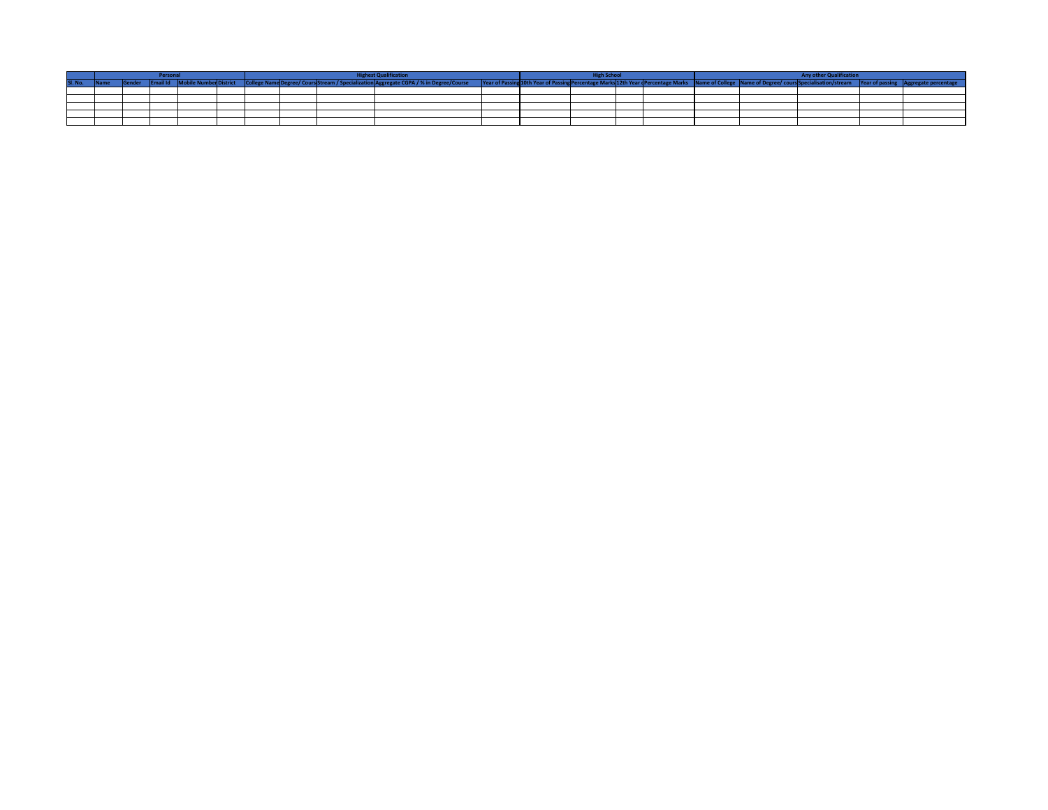| | Personal | | | | | Highest Qualification | | | | | High School | | | | Any other Qualification | | | | |
|---|---|---|---|---|---|---|---|---|---|---|---|---|---|---|---|---|---|---|---|
| Sl. No. | Name | Gender | Email Id | Mobile Number | District | College Name | Degree/ Cours | Stream / Specialization | Aggregate CGPA / % in Degree/Course | Year of Passing | 10th Year of Passing | Percentage Marks | 12th Year o | Percentage Marks | Name of College | Name of Degree/ cours | Specialisation/stream | Year of passing | Aggregate percentage |
| | | | | | | | | | | | | | | | | | | | |
| | | | | | | | | | | | | | | | | | | | |
| | | | | | | | | | | | | | | | | | | | |
| | | | | | | | | | | | | | | | | | | | |
| | | | | | | | | | | | | | | | | | | | |